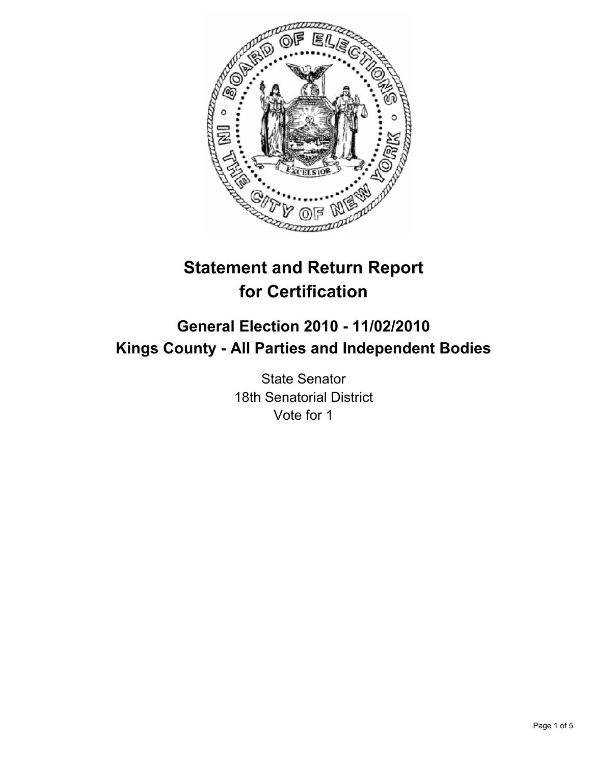# Statement and Return Report for Certification

## General Election 2010 - 11/02/2010
## Kings County - All Parties and Independent Bodies

State Senator
18th Senatorial District
Vote for 1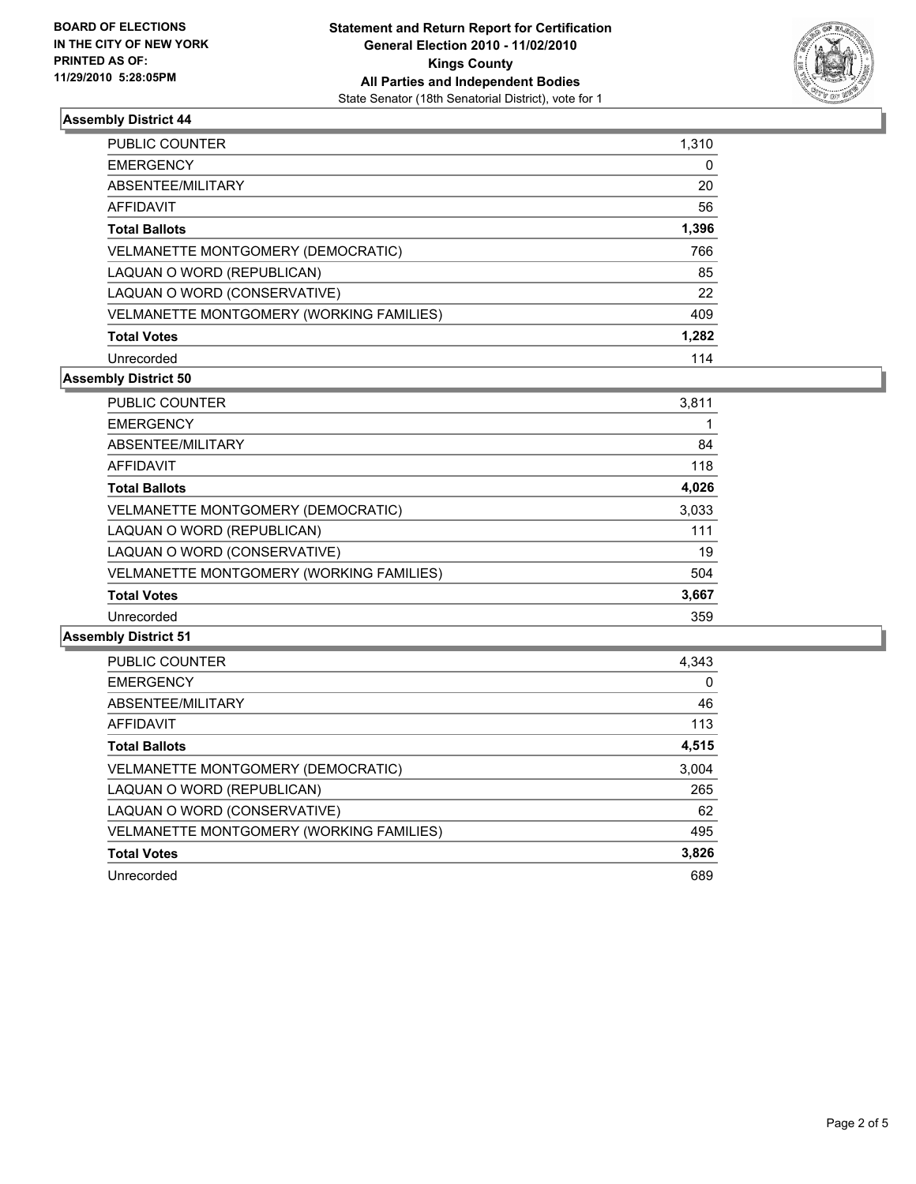**BOARD OF ELECTIONS IN THE CITY OF NEW YORK PRINTED AS OF: 11/29/2010 5:28:05PM**

**Statement and Return Report for Certification General Election 2010 - 11/02/2010 Kings County All Parties and Independent Bodies**
State Senator (18th Senatorial District), vote for 1

### Assembly District 44

| | |
|---|---|
| PUBLIC COUNTER | 1,310 |
| EMERGENCY | 0 |
| ABSENTEE/MILITARY | 20 |
| AFFIDAVIT | 56 |
| **Total Ballots** | **1,396** |
| VELMANETTE MONTGOMERY (DEMOCRATIC) | 766 |
| LAQUAN O WORD (REPUBLICAN) | 85 |
| LAQUAN O WORD (CONSERVATIVE) | 22 |
| VELMANETTE MONTGOMERY (WORKING FAMILIES) | 409 |
| **Total Votes** | **1,282** |
| Unrecorded | 114 |

### Assembly District 50

| | |
|---|---|
| PUBLIC COUNTER | 3,811 |
| EMERGENCY | 1 |
| ABSENTEE/MILITARY | 84 |
| AFFIDAVIT | 118 |
| **Total Ballots** | **4,026** |
| VELMANETTE MONTGOMERY (DEMOCRATIC) | 3,033 |
| LAQUAN O WORD (REPUBLICAN) | 111 |
| LAQUAN O WORD (CONSERVATIVE) | 19 |
| VELMANETTE MONTGOMERY (WORKING FAMILIES) | 504 |
| **Total Votes** | **3,667** |
| Unrecorded | 359 |

### Assembly District 51

| | |
|---|---|
| PUBLIC COUNTER | 4,343 |
| EMERGENCY | 0 |
| ABSENTEE/MILITARY | 46 |
| AFFIDAVIT | 113 |
| **Total Ballots** | **4,515** |
| VELMANETTE MONTGOMERY (DEMOCRATIC) | 3,004 |
| LAQUAN O WORD (REPUBLICAN) | 265 |
| LAQUAN O WORD (CONSERVATIVE) | 62 |
| VELMANETTE MONTGOMERY (WORKING FAMILIES) | 495 |
| **Total Votes** | **3,826** |
| Unrecorded | 689 |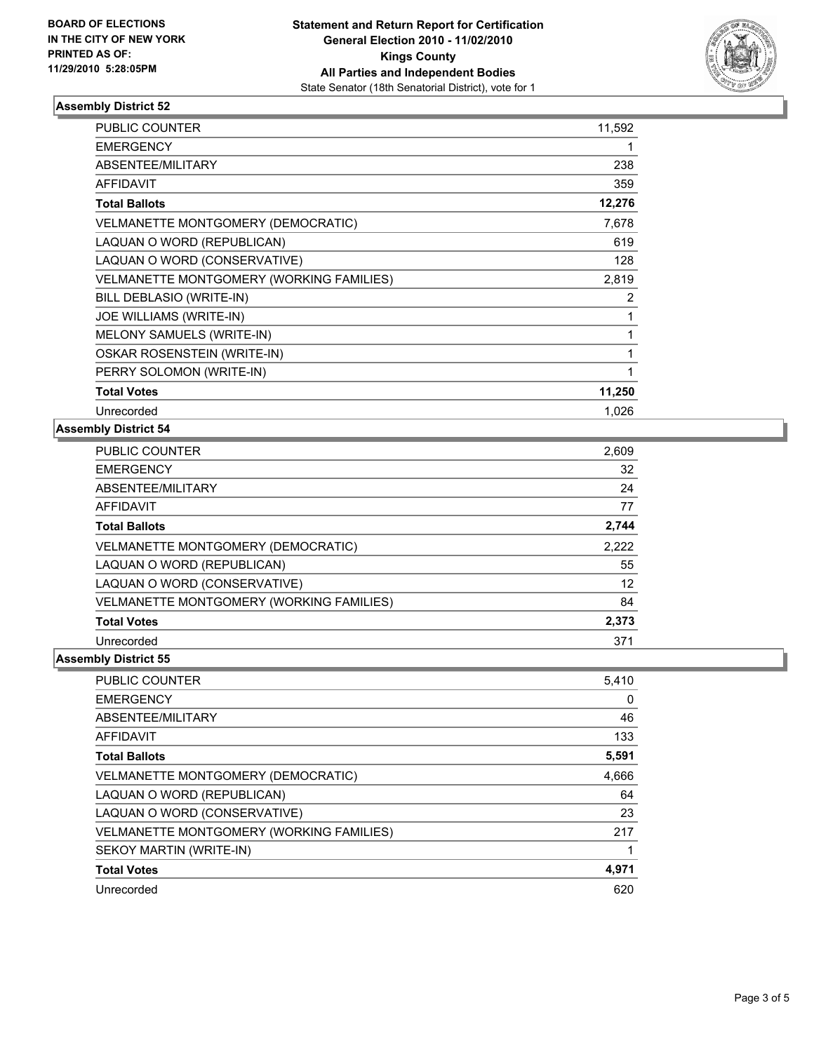BOARD OF ELECTIONS
IN THE CITY OF NEW YORK
PRINTED AS OF:
11/29/2010 5:28:05PM

**Statement and Return Report for Certification**
**General Election 2010 - 11/02/2010**
**Kings County**
**All Parties and Independent Bodies**
State Senator (18th Senatorial District), vote for 1

### Assembly District 52

| | |
|---|---|
| PUBLIC COUNTER | 11,592 |
| EMERGENCY | 1 |
| ABSENTEE/MILITARY | 238 |
| AFFIDAVIT | 359 |
| **Total Ballots** | **12,276** |
| VELMANETTE MONTGOMERY (DEMOCRATIC) | 7,678 |
| LAQUAN O WORD (REPUBLICAN) | 619 |
| LAQUAN O WORD (CONSERVATIVE) | 128 |
| VELMANETTE MONTGOMERY (WORKING FAMILIES) | 2,819 |
| BILL DEBLASIO (WRITE-IN) | 2 |
| JOE WILLIAMS (WRITE-IN) | 1 |
| MELONY SAMUELS (WRITE-IN) | 1 |
| OSKAR ROSENSTEIN (WRITE-IN) | 1 |
| PERRY SOLOMON (WRITE-IN) | 1 |
| **Total Votes** | **11,250** |
| Unrecorded | 1,026 |

### Assembly District 54

| | |
|---|---|
| PUBLIC COUNTER | 2,609 |
| EMERGENCY | 32 |
| ABSENTEE/MILITARY | 24 |
| AFFIDAVIT | 77 |
| **Total Ballots** | **2,744** |
| VELMANETTE MONTGOMERY (DEMOCRATIC) | 2,222 |
| LAQUAN O WORD (REPUBLICAN) | 55 |
| LAQUAN O WORD (CONSERVATIVE) | 12 |
| VELMANETTE MONTGOMERY (WORKING FAMILIES) | 84 |
| **Total Votes** | **2,373** |
| Unrecorded | 371 |

### Assembly District 55

| | |
|---|---|
| PUBLIC COUNTER | 5,410 |
| EMERGENCY | 0 |
| ABSENTEE/MILITARY | 46 |
| AFFIDAVIT | 133 |
| **Total Ballots** | **5,591** |
| VELMANETTE MONTGOMERY (DEMOCRATIC) | 4,666 |
| LAQUAN O WORD (REPUBLICAN) | 64 |
| LAQUAN O WORD (CONSERVATIVE) | 23 |
| VELMANETTE MONTGOMERY (WORKING FAMILIES) | 217 |
| SEKOY MARTIN (WRITE-IN) | 1 |
| **Total Votes** | **4,971** |
| Unrecorded | 620 |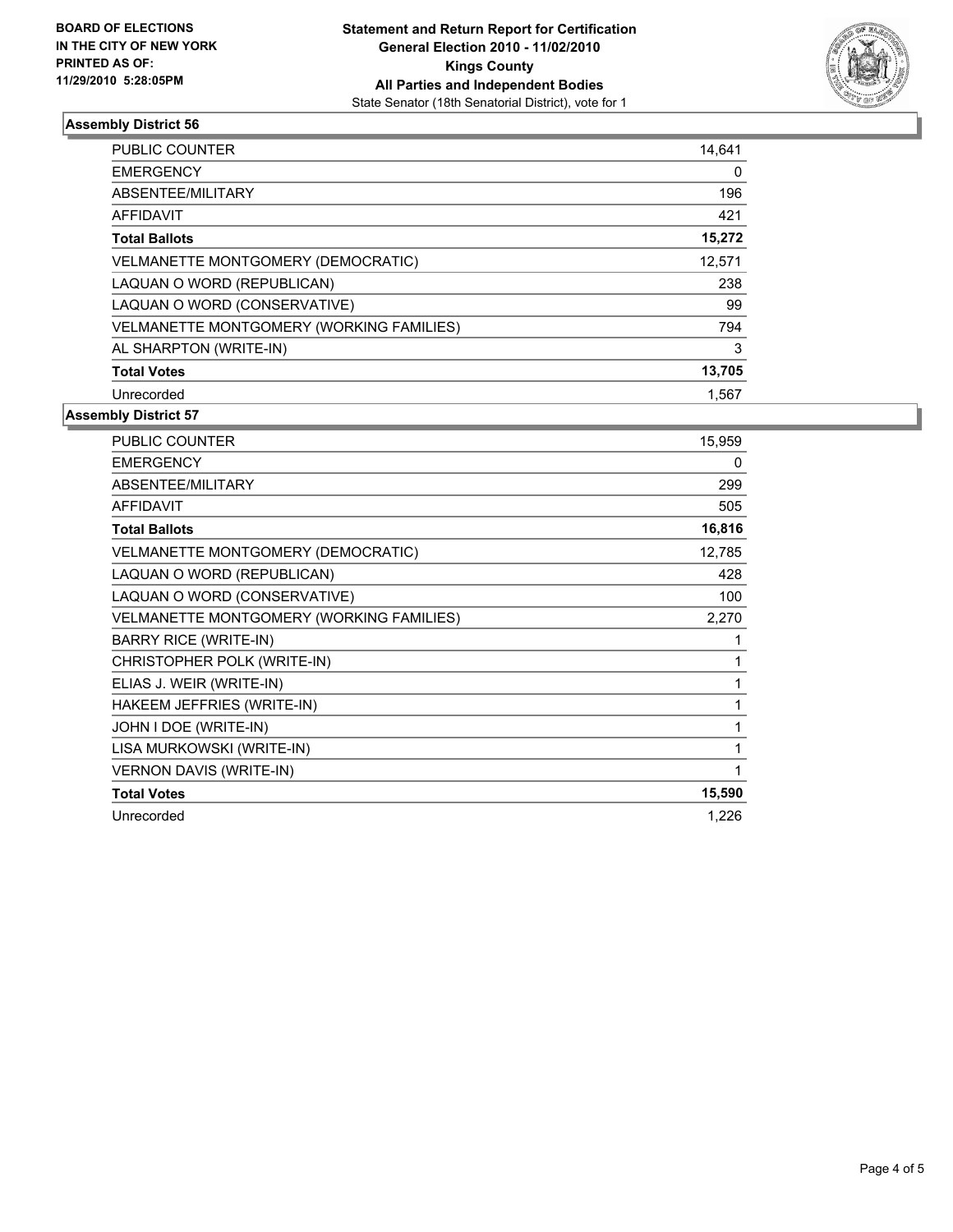BOARD OF ELECTIONS
IN THE CITY OF NEW YORK
PRINTED AS OF:
11/29/2010 5:28:05PM

**Statement and Return Report for Certification**
**General Election 2010 - 11/02/2010**
**Kings County**
**All Parties and Independent Bodies**
State Senator (18th Senatorial District), vote for 1

### Assembly District 56

| | |
|---|---|
| PUBLIC COUNTER | 14,641 |
| EMERGENCY | 0 |
| ABSENTEE/MILITARY | 196 |
| AFFIDAVIT | 421 |
| **Total Ballots** | **15,272** |
| VELMANETTE MONTGOMERY (DEMOCRATIC) | 12,571 |
| LAQUAN O WORD (REPUBLICAN) | 238 |
| LAQUAN O WORD (CONSERVATIVE) | 99 |
| VELMANETTE MONTGOMERY (WORKING FAMILIES) | 794 |
| AL SHARPTON (WRITE-IN) | 3 |
| **Total Votes** | **13,705** |
| Unrecorded | 1,567 |

### Assembly District 57

| | |
|---|---|
| PUBLIC COUNTER | 15,959 |
| EMERGENCY | 0 |
| ABSENTEE/MILITARY | 299 |
| AFFIDAVIT | 505 |
| **Total Ballots** | **16,816** |
| VELMANETTE MONTGOMERY (DEMOCRATIC) | 12,785 |
| LAQUAN O WORD (REPUBLICAN) | 428 |
| LAQUAN O WORD (CONSERVATIVE) | 100 |
| VELMANETTE MONTGOMERY (WORKING FAMILIES) | 2,270 |
| BARRY RICE (WRITE-IN) | 1 |
| CHRISTOPHER POLK (WRITE-IN) | 1 |
| ELIAS J. WEIR (WRITE-IN) | 1 |
| HAKEEM JEFFRIES (WRITE-IN) | 1 |
| JOHN I DOE (WRITE-IN) | 1 |
| LISA MURKOWSKI (WRITE-IN) | 1 |
| VERNON DAVIS (WRITE-IN) | 1 |
| **Total Votes** | **15,590** |
| Unrecorded | 1,226 |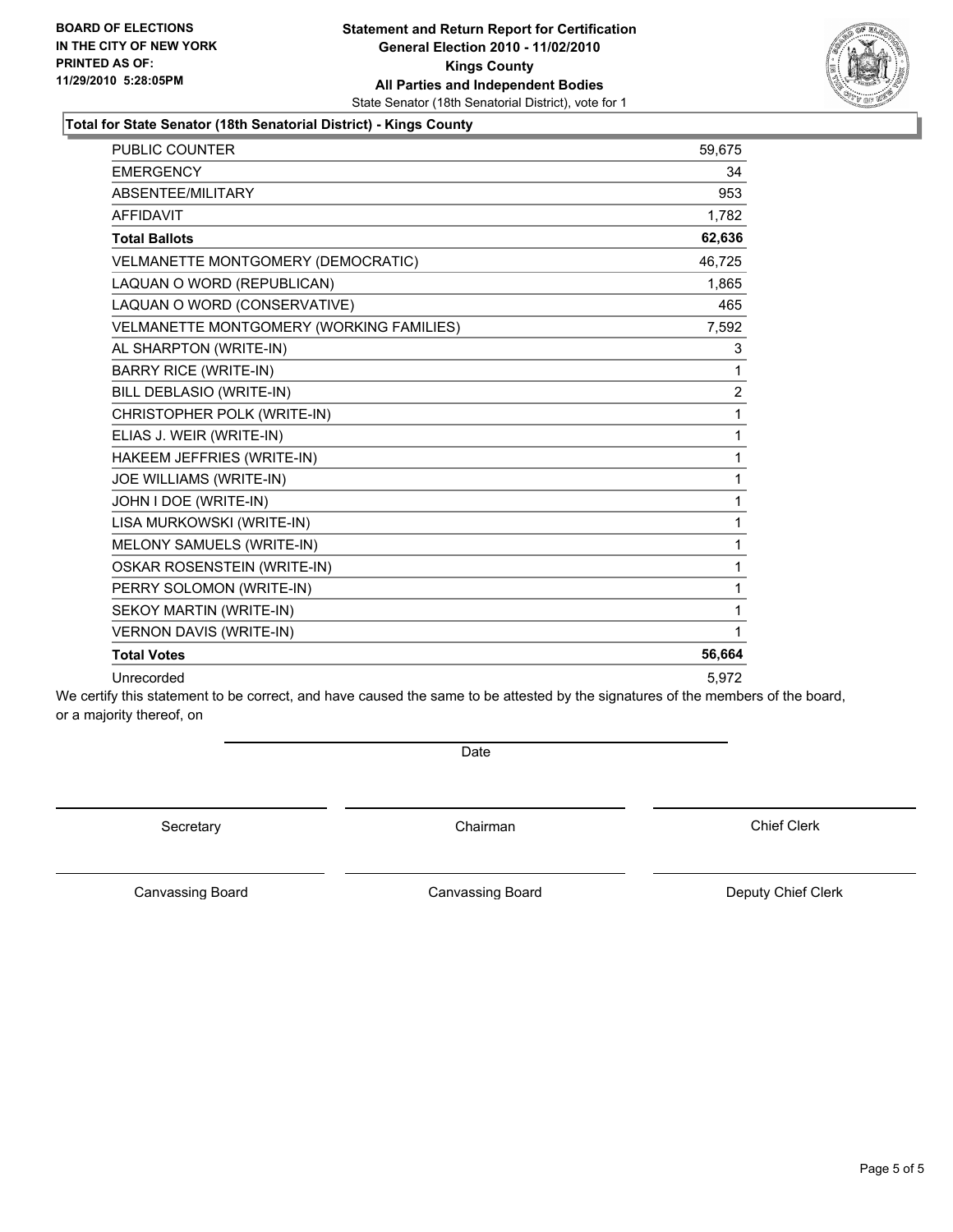**BOARD OF ELECTIONS IN THE CITY OF NEW YORK PRINTED AS OF: 11/29/2010 5:28:05PM**

**Statement and Return Report for Certification General Election 2010 - 11/02/2010 Kings County All Parties and Independent Bodies**

State Senator (18th Senatorial District), vote for 1

**Total for State Senator (18th Senatorial District) - Kings County**

| | |
|---|---|
| PUBLIC COUNTER | 59,675 |
| EMERGENCY | 34 |
| ABSENTEE/MILITARY | 953 |
| AFFIDAVIT | 1,782 |
| **Total Ballots** | **62,636** |
| VELMANETTE MONTGOMERY (DEMOCRATIC) | 46,725 |
| LAQUAN O WORD (REPUBLICAN) | 1,865 |
| LAQUAN O WORD (CONSERVATIVE) | 465 |
| VELMANETTE MONTGOMERY (WORKING FAMILIES) | 7,592 |
| AL SHARPTON (WRITE-IN) | 3 |
| BARRY RICE (WRITE-IN) | 1 |
| BILL DEBLASIO (WRITE-IN) | 2 |
| CHRISTOPHER POLK (WRITE-IN) | 1 |
| ELIAS J. WEIR (WRITE-IN) | 1 |
| HAKEEM JEFFRIES (WRITE-IN) | 1 |
| JOE WILLIAMS (WRITE-IN) | 1 |
| JOHN I DOE (WRITE-IN) | 1 |
| LISA MURKOWSKI (WRITE-IN) | 1 |
| MELONY SAMUELS (WRITE-IN) | 1 |
| OSKAR ROSENSTEIN (WRITE-IN) | 1 |
| PERRY SOLOMON (WRITE-IN) | 1 |
| SEKOY MARTIN (WRITE-IN) | 1 |
| VERNON DAVIS (WRITE-IN) | 1 |
| **Total Votes** | **56,664** |
| Unrecorded | 5,972 |

We certify this statement to be correct, and have caused the same to be attested by the signatures of the members of the board, or a majority thereof, on

Date

Secretary | Chairman | Chief Clerk

Canvassing Board | Canvassing Board | Deputy Chief Clerk